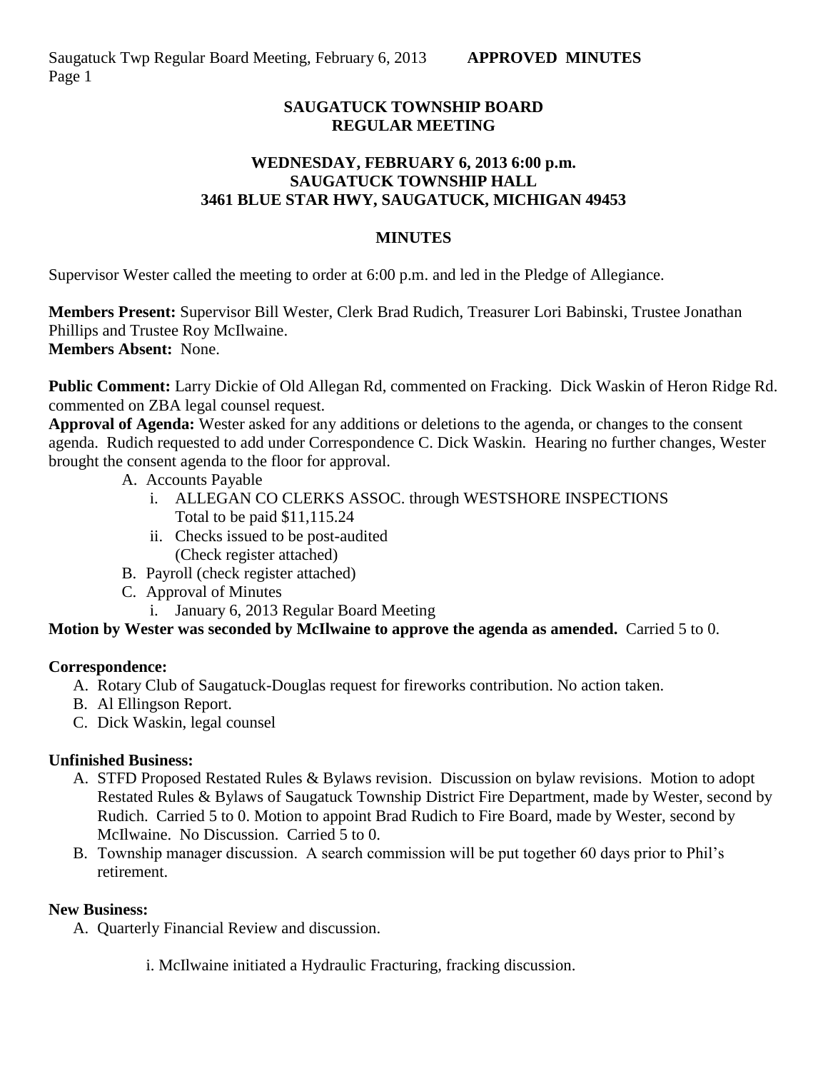# SAUGATUCK TOWNSHIP BOARD
## REGULAR MEETING

### WEDNESDAY, FEBRUARY 6, 2013 6:00 p.m.
### SAUGATUCK TOWNSHIP HALL
### 3461 BLUE STAR HWY, SAUGATUCK, MICHIGAN 49453

## MINUTES

Supervisor Wester called the meeting to order at 6:00 p.m. and led in the Pledge of Allegiance.

**Members Present:** Supervisor Bill Wester, Clerk Brad Rudich, Treasurer Lori Babinski, Trustee Jonathan Phillips and Trustee Roy McIlwaine.
**Members Absent:** None.

**Public Comment:** Larry Dickie of Old Allegan Rd, commented on Fracking. Dick Waskin of Heron Ridge Rd. commented on ZBA legal counsel request.

**Approval of Agenda:** Wester asked for any additions or deletions to the agenda, or changes to the consent agenda. Rudich requested to add under Correspondence C. Dick Waskin. Hearing no further changes, Wester brought the consent agenda to the floor for approval.

- A. Accounts Payable
  - i. ALLEGAN CO CLERKS ASSOC. through WESTSHORE INSPECTIONS
    Total to be paid $11,115.24
  - ii. Checks issued to be post-audited
    (Check register attached)
- B. Payroll (check register attached)
- C. Approval of Minutes
  - i. January 6, 2013 Regular Board Meeting

**Motion by Wester was seconded by McIlwaine to approve the agenda as amended.** Carried 5 to 0.

**Correspondence:**

- A. Rotary Club of Saugatuck-Douglas request for fireworks contribution. No action taken.
- B. Al Ellingson Report.
- C. Dick Waskin, legal counsel

**Unfinished Business:**

- A. STFD Proposed Restated Rules & Bylaws revision. Discussion on bylaw revisions. Motion to adopt Restated Rules & Bylaws of Saugatuck Township District Fire Department, made by Wester, second by Rudich. Carried 5 to 0. Motion to appoint Brad Rudich to Fire Board, made by Wester, second by McIlwaine. No Discussion. Carried 5 to 0.
- B. Township manager discussion. A search commission will be put together 60 days prior to Phil's retirement.

**New Business:**

- A. Quarterly Financial Review and discussion.

  i. McIlwaine initiated a Hydraulic Fracturing, fracking discussion.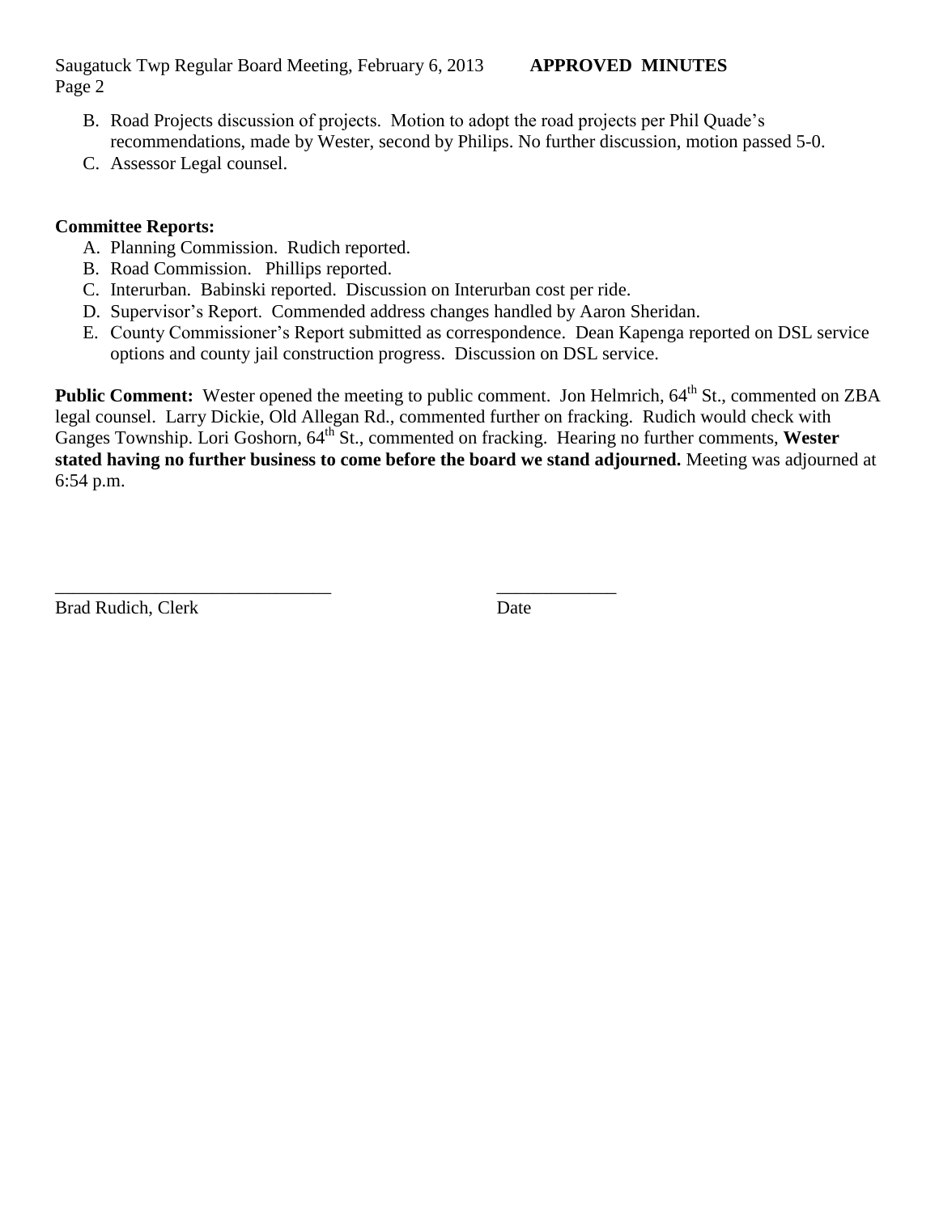B. Road Projects discussion of projects. Motion to adopt the road projects per Phil Quade's recommendations, made by Wester, second by Philips. No further discussion, motion passed 5-0.
C. Assessor Legal counsel.

**Committee Reports:**

A. Planning Commission. Rudich reported.
B. Road Commission. Phillips reported.
C. Interurban. Babinski reported. Discussion on Interurban cost per ride.
D. Supervisor's Report. Commended address changes handled by Aaron Sheridan.
E. County Commissioner's Report submitted as correspondence. Dean Kapenga reported on DSL service options and county jail construction progress. Discussion on DSL service.

**Public Comment:** Wester opened the meeting to public comment. Jon Helmrich, 64th St., commented on ZBA legal counsel. Larry Dickie, Old Allegan Rd., commented further on fracking. Rudich would check with Ganges Township. Lori Goshorn, 64th St., commented on fracking. Hearing no further comments, **Wester stated having no further business to come before the board we stand adjourned.** Meeting was adjourned at 6:54 p.m.

______________________________ _____________

Brad Rudich, Clerk Date